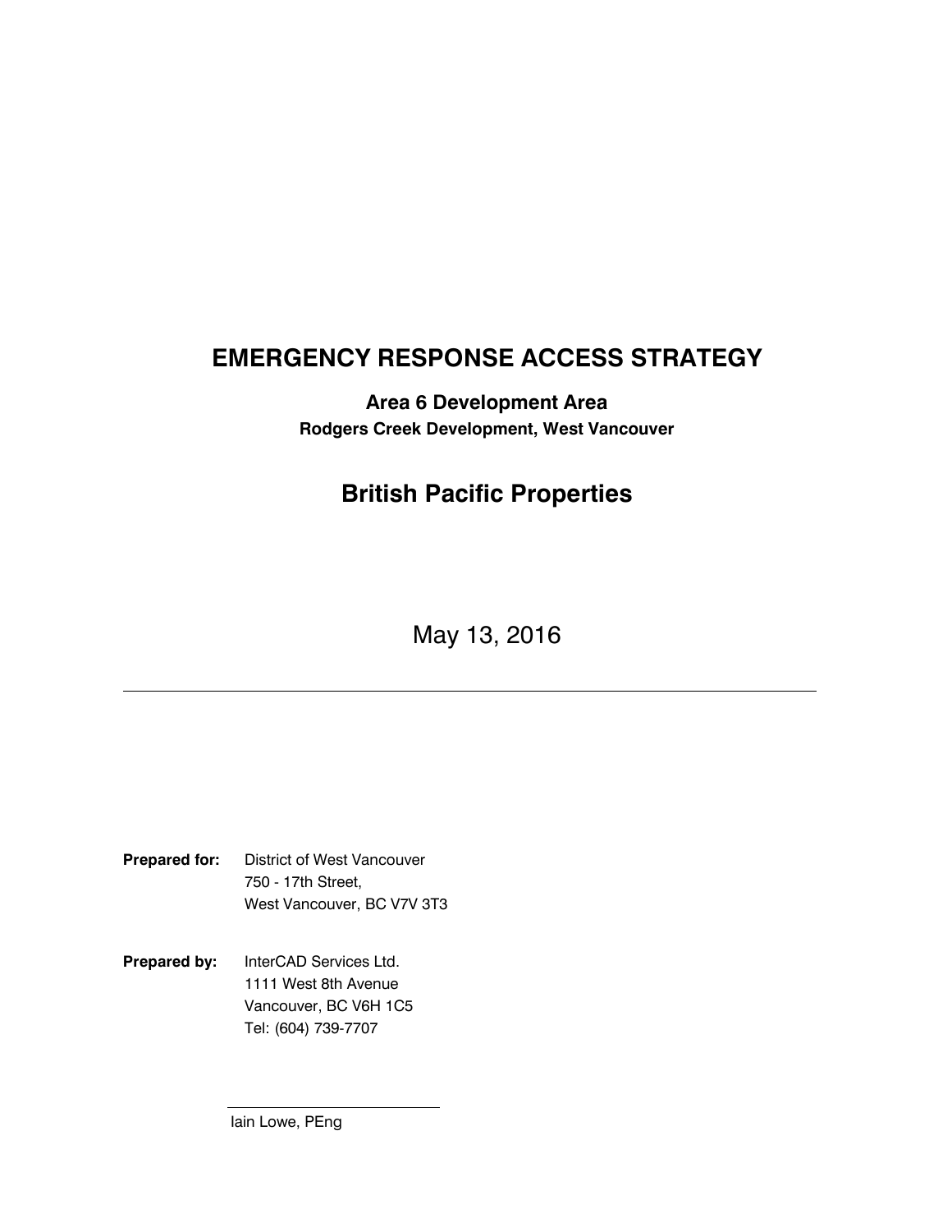# EMERGENCY RESPONSE ACCESS STRATEGY

### Area 6 Development Area

**Rodgers Creek Development, West Vancouver**

## British Pacific Properties

May 13, 2016

---

**Prepared for:** District of West Vancouver
750 - 17th Street,
West Vancouver, BC V7V 3T3

**Prepared by:** InterCAD Services Ltd.
1111 West 8th Avenue
Vancouver, BC V6H 1C5
Tel: (604) 739-7707

______________________
Iain Lowe, PEng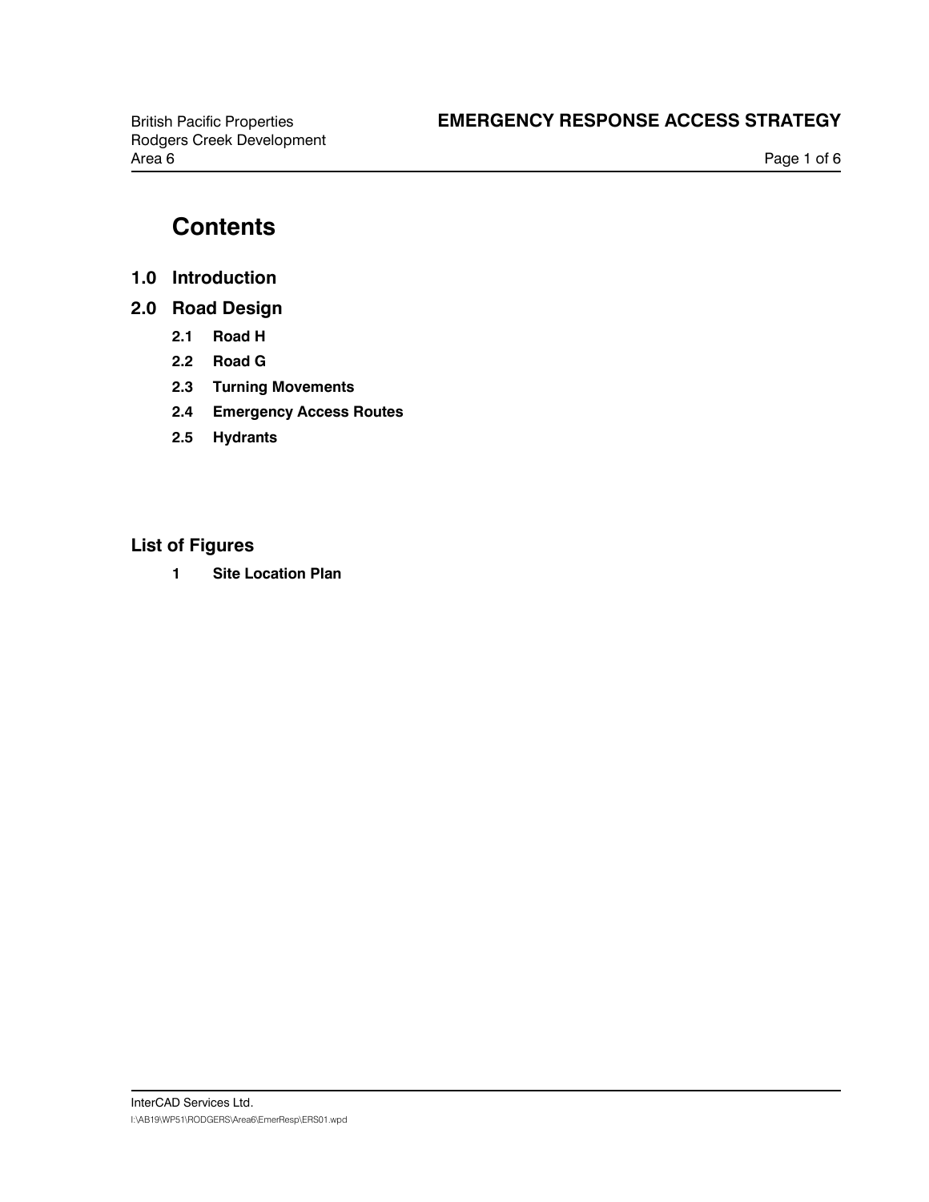# Contents

## 1.0 Introduction

## 2.0 Road Design

- **2.1 Road H**
- **2.2 Road G**
- **2.3 Turning Movements**
- **2.4 Emergency Access Routes**
- **2.5 Hydrants**

## List of Figures

- **1 Site Location Plan**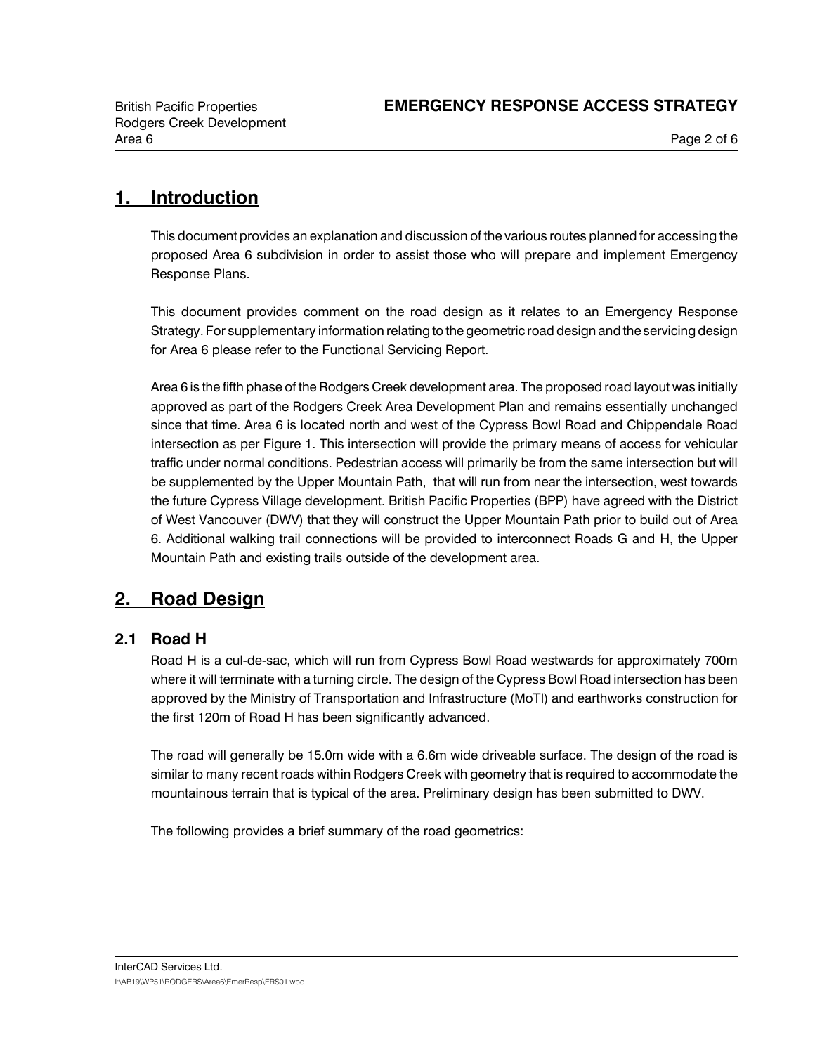# 1. Introduction

This document provides an explanation and discussion of the various routes planned for accessing the proposed Area 6 subdivision in order to assist those who will prepare and implement Emergency Response Plans.

This document provides comment on the road design as it relates to an Emergency Response Strategy. For supplementary information relating to the geometric road design and the servicing design for Area 6 please refer to the Functional Servicing Report.

Area 6 is the fifth phase of the Rodgers Creek development area. The proposed road layout was initially approved as part of the Rodgers Creek Area Development Plan and remains essentially unchanged since that time. Area 6 is located north and west of the Cypress Bowl Road and Chippendale Road intersection as per Figure 1. This intersection will provide the primary means of access for vehicular traffic under normal conditions. Pedestrian access will primarily be from the same intersection but will be supplemented by the Upper Mountain Path, that will run from near the intersection, west towards the future Cypress Village development. British Pacific Properties (BPP) have agreed with the District of West Vancouver (DWV) that they will construct the Upper Mountain Path prior to build out of Area 6. Additional walking trail connections will be provided to interconnect Roads G and H, the Upper Mountain Path and existing trails outside of the development area.

# 2. Road Design

## 2.1 Road H

Road H is a cul-de-sac, which will run from Cypress Bowl Road westwards for approximately 700m where it will terminate with a turning circle. The design of the Cypress Bowl Road intersection has been approved by the Ministry of Transportation and Infrastructure (MoTI) and earthworks construction for the first 120m of Road H has been significantly advanced.

The road will generally be 15.0m wide with a 6.6m wide driveable surface. The design of the road is similar to many recent roads within Rodgers Creek with geometry that is required to accommodate the mountainous terrain that is typical of the area. Preliminary design has been submitted to DWV.

The following provides a brief summary of the road geometrics: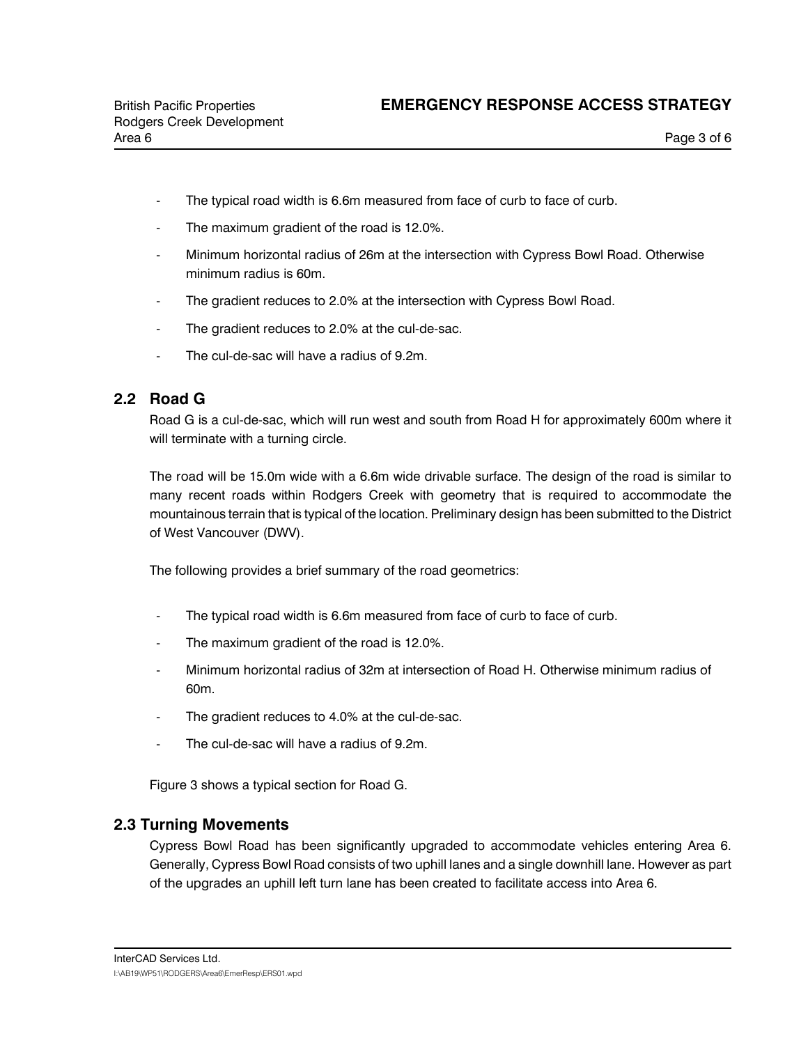- The typical road width is 6.6m measured from face of curb to face of curb.
- The maximum gradient of the road is 12.0%.
- Minimum horizontal radius of 26m at the intersection with Cypress Bowl Road. Otherwise minimum radius is 60m.
- The gradient reduces to 2.0% at the intersection with Cypress Bowl Road.
- The gradient reduces to 2.0% at the cul-de-sac.
- The cul-de-sac will have a radius of 9.2m.

## 2.2 Road G

Road G is a cul-de-sac, which will run west and south from Road H for approximately 600m where it will terminate with a turning circle.

The road will be 15.0m wide with a 6.6m wide drivable surface. The design of the road is similar to many recent roads within Rodgers Creek with geometry that is required to accommodate the mountainous terrain that is typical of the location. Preliminary design has been submitted to the District of West Vancouver (DWV).

The following provides a brief summary of the road geometrics:

- The typical road width is 6.6m measured from face of curb to face of curb.
- The maximum gradient of the road is 12.0%.
- Minimum horizontal radius of 32m at intersection of Road H. Otherwise minimum radius of 60m.
- The gradient reduces to 4.0% at the cul-de-sac.
- The cul-de-sac will have a radius of 9.2m.

Figure 3 shows a typical section for Road G.

## 2.3 Turning Movements

Cypress Bowl Road has been significantly upgraded to accommodate vehicles entering Area 6. Generally, Cypress Bowl Road consists of two uphill lanes and a single downhill lane. However as part of the upgrades an uphill left turn lane has been created to facilitate access into Area 6.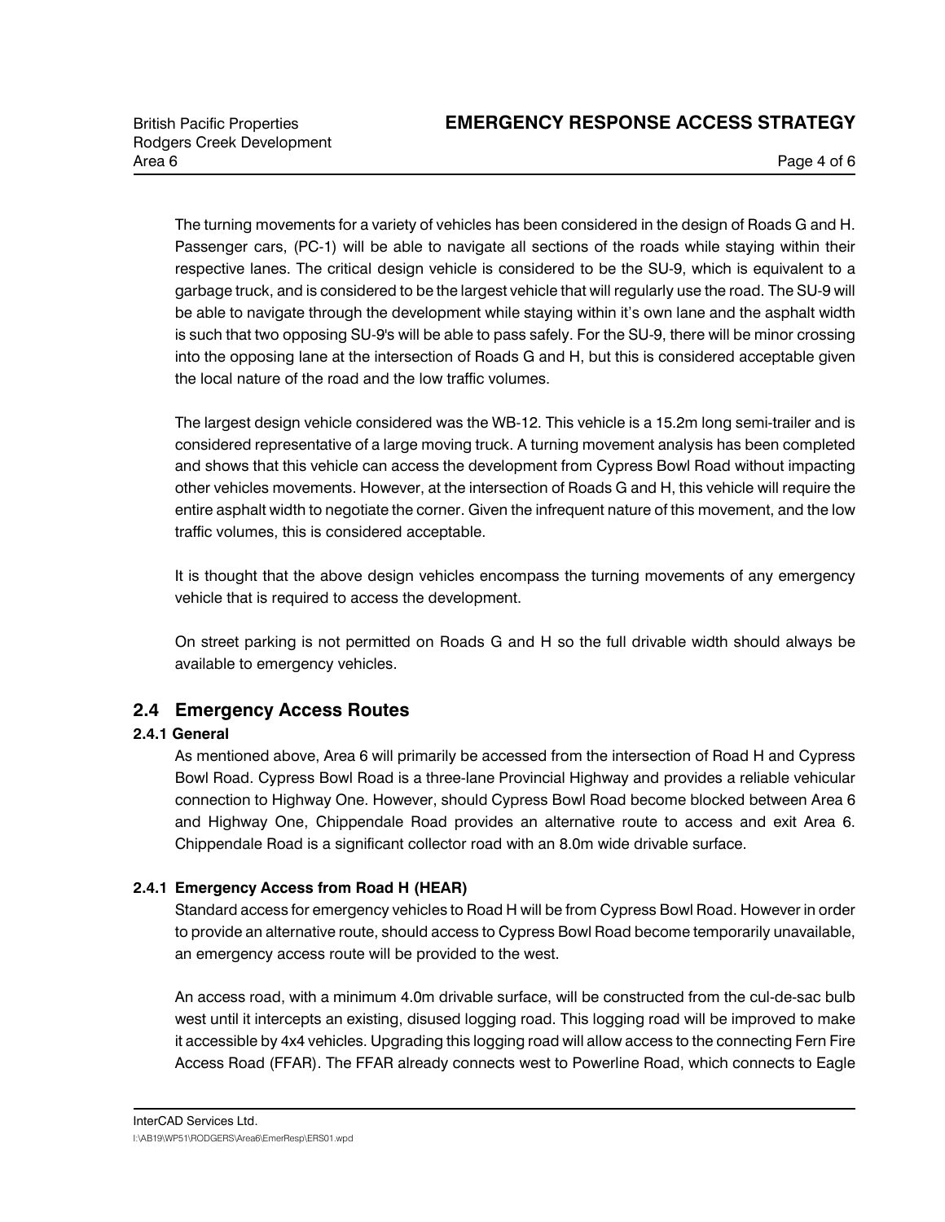The turning movements for a variety of vehicles has been considered in the design of Roads G and H. Passenger cars, (PC-1) will be able to navigate all sections of the roads while staying within their respective lanes. The critical design vehicle is considered to be the SU-9, which is equivalent to a garbage truck, and is considered to be the largest vehicle that will regularly use the road. The SU-9 will be able to navigate through the development while staying within it's own lane and the asphalt width is such that two opposing SU-9's will be able to pass safely. For the SU-9, there will be minor crossing into the opposing lane at the intersection of Roads G and H, but this is considered acceptable given the local nature of the road and the low traffic volumes.

The largest design vehicle considered was the WB-12. This vehicle is a 15.2m long semi-trailer and is considered representative of a large moving truck. A turning movement analysis has been completed and shows that this vehicle can access the development from Cypress Bowl Road without impacting other vehicles movements. However, at the intersection of Roads G and H, this vehicle will require the entire asphalt width to negotiate the corner. Given the infrequent nature of this movement, and the low traffic volumes, this is considered acceptable.

It is thought that the above design vehicles encompass the turning movements of any emergency vehicle that is required to access the development.

On street parking is not permitted on Roads G and H so the full drivable width should always be available to emergency vehicles.

## 2.4 Emergency Access Routes

### 2.4.1 General

As mentioned above, Area 6 will primarily be accessed from the intersection of Road H and Cypress Bowl Road. Cypress Bowl Road is a three-lane Provincial Highway and provides a reliable vehicular connection to Highway One. However, should Cypress Bowl Road become blocked between Area 6 and Highway One, Chippendale Road provides an alternative route to access and exit Area 6. Chippendale Road is a significant collector road with an 8.0m wide drivable surface.

### 2.4.1 Emergency Access from Road H (HEAR)

Standard access for emergency vehicles to Road H will be from Cypress Bowl Road. However in order to provide an alternative route, should access to Cypress Bowl Road become temporarily unavailable, an emergency access route will be provided to the west.

An access road, with a minimum 4.0m drivable surface, will be constructed from the cul-de-sac bulb west until it intercepts an existing, disused logging road. This logging road will be improved to make it accessible by 4x4 vehicles. Upgrading this logging road will allow access to the connecting Fern Fire Access Road (FFAR). The FFAR already connects west to Powerline Road, which connects to Eagle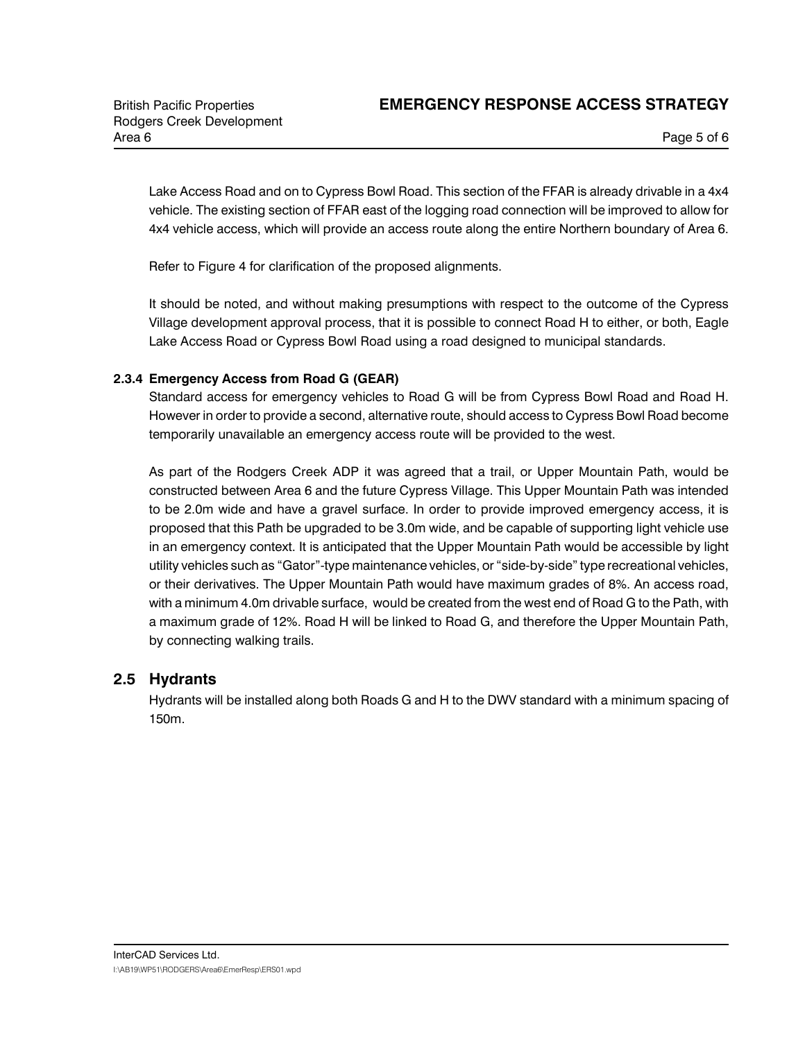Lake Access Road and on to Cypress Bowl Road. This section of the FFAR is already drivable in a 4x4 vehicle. The existing section of FFAR east of the logging road connection will be improved to allow for 4x4 vehicle access, which will provide an access route along the entire Northern boundary of Area 6.

Refer to Figure 4 for clarification of the proposed alignments.

It should be noted, and without making presumptions with respect to the outcome of the Cypress Village development approval process, that it is possible to connect Road H to either, or both, Eagle Lake Access Road or Cypress Bowl Road using a road designed to municipal standards.

#### 2.3.4 Emergency Access from Road G (GEAR)

Standard access for emergency vehicles to Road G will be from Cypress Bowl Road and Road H. However in order to provide a second, alternative route, should access to Cypress Bowl Road become temporarily unavailable an emergency access route will be provided to the west.

As part of the Rodgers Creek ADP it was agreed that a trail, or Upper Mountain Path, would be constructed between Area 6 and the future Cypress Village. This Upper Mountain Path was intended to be 2.0m wide and have a gravel surface. In order to provide improved emergency access, it is proposed that this Path be upgraded to be 3.0m wide, and be capable of supporting light vehicle use in an emergency context. It is anticipated that the Upper Mountain Path would be accessible by light utility vehicles such as "Gator"-type maintenance vehicles, or "side-by-side" type recreational vehicles, or their derivatives. The Upper Mountain Path would have maximum grades of 8%. An access road, with a minimum 4.0m drivable surface, would be created from the west end of Road G to the Path, with a maximum grade of 12%. Road H will be linked to Road G, and therefore the Upper Mountain Path, by connecting walking trails.

## 2.5 Hydrants

Hydrants will be installed along both Roads G and H to the DWV standard with a minimum spacing of 150m.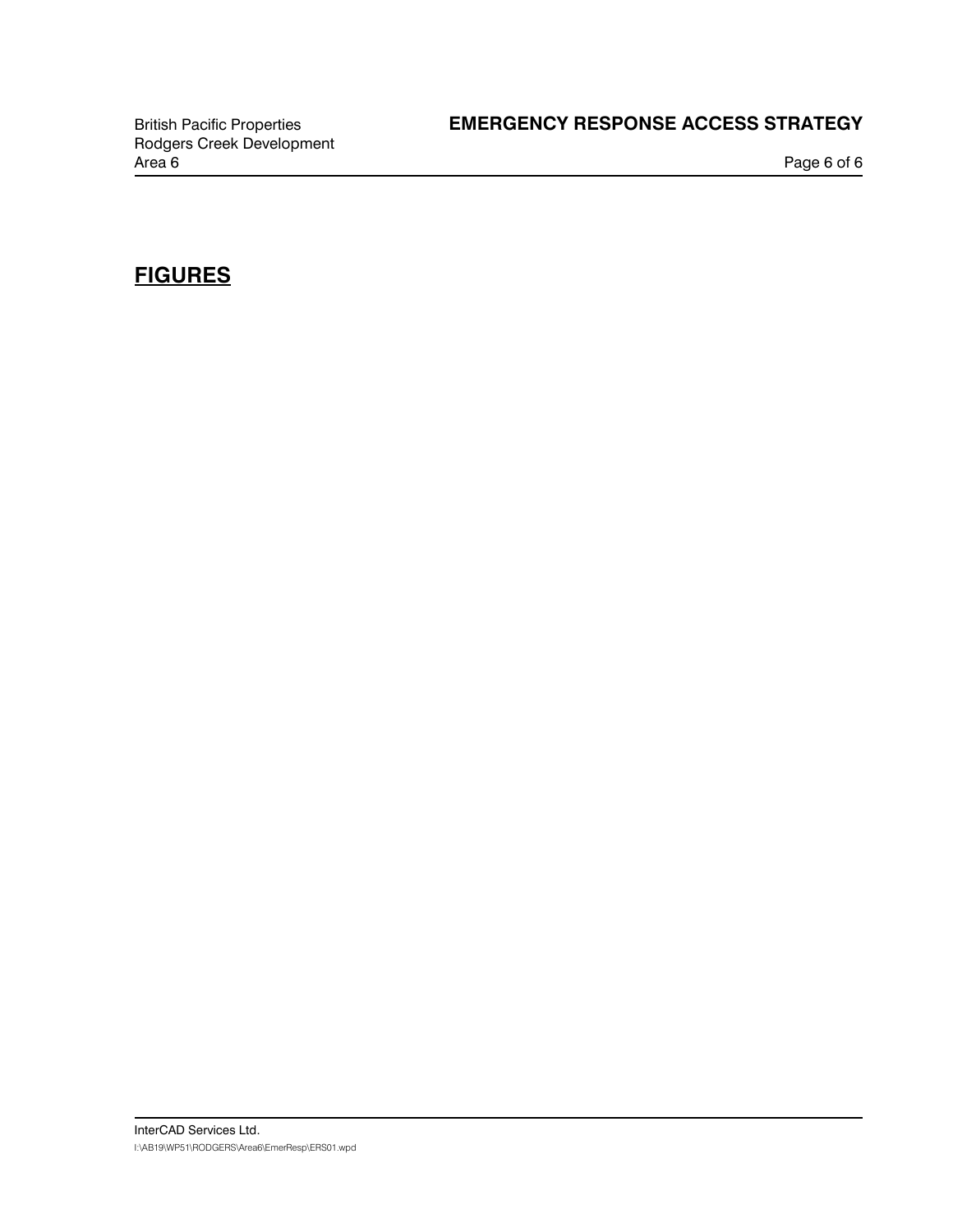## FIGURES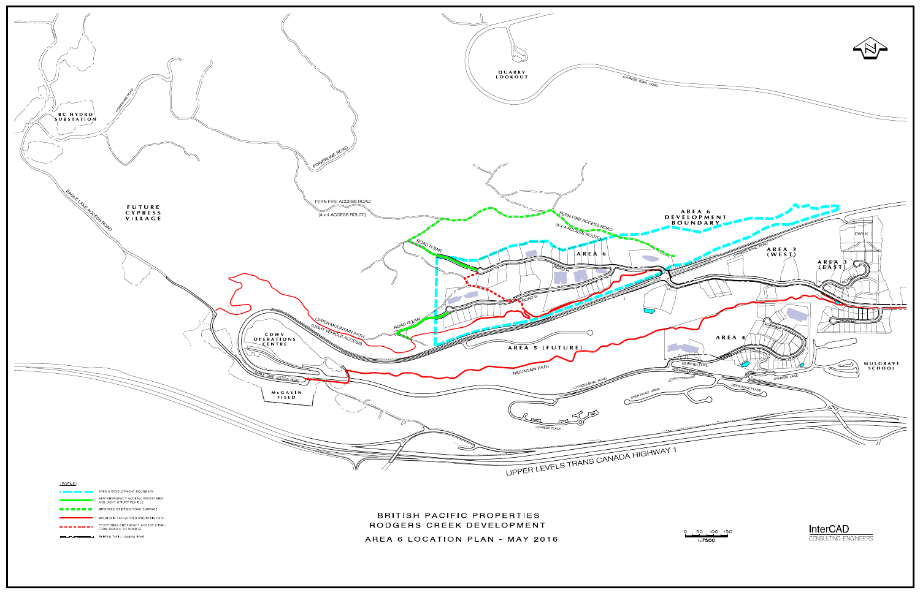QUARRY LOOKOUT

CYPRESS BOWL ROAD

BC HYDRO SUBSTATION

POWERLINE ROAD

EAGLE LAKE ACCESS ROAD

FUTURE CYPRESS VILLAGE

FERN FIRE ACCESS ROAD
(4 x 4 ACCESS ROUTE)

AREA 6 DEVELOPMENT BOUNDARY

AREA 6

AREA 3 (WEST)

AREA 3 (EAST)

ROAD H EAR

ROAD H

ROAD G

ROAD G EAR

UPPER MOUNTAIN PATH
(LIGHT VEHICLE ACCESS)

CDWV OPERATIONS CENTRE

AREA 5 (FUTURE)

MOUNTAIN PATH

AREA 4

BURFIELD PL

MULGRAVE SCHOOL

McGAVIN FIELD

CYPRESS BOWL ROAD

DEER RIDGE DRIVE

DEER RIDGE PLACE

CYPRESS LANE

CYPRESS PLACE

UPPER LEVELS TRANS CANADA HIGHWAY 1

LEGEND:

- AREA 6 DEVELOPMENT BOUNDARY
- NEW EMERGENCY ACCESS, PEDESTRIAN AND LIGHT UTILITY VEHICLE
- IMPROVED EXISTING ROAD SURFACE
- MOUNTAIN PATH/UPPER MOUNTAIN PATH
- PEDESTRIAN EMERGENCY ACCESS (TRAIL) FROM ROAD H TO ROAD G
- Existing Trail / Logging Road

BRITISH PACIFIC PROPERTIES
RODGERS CREEK DEVELOPMENT

AREA 6 LOCATION PLAN - MAY 2016

0 50 100 150
1:7500

InterCAD
CONSULTING ENGINEERS